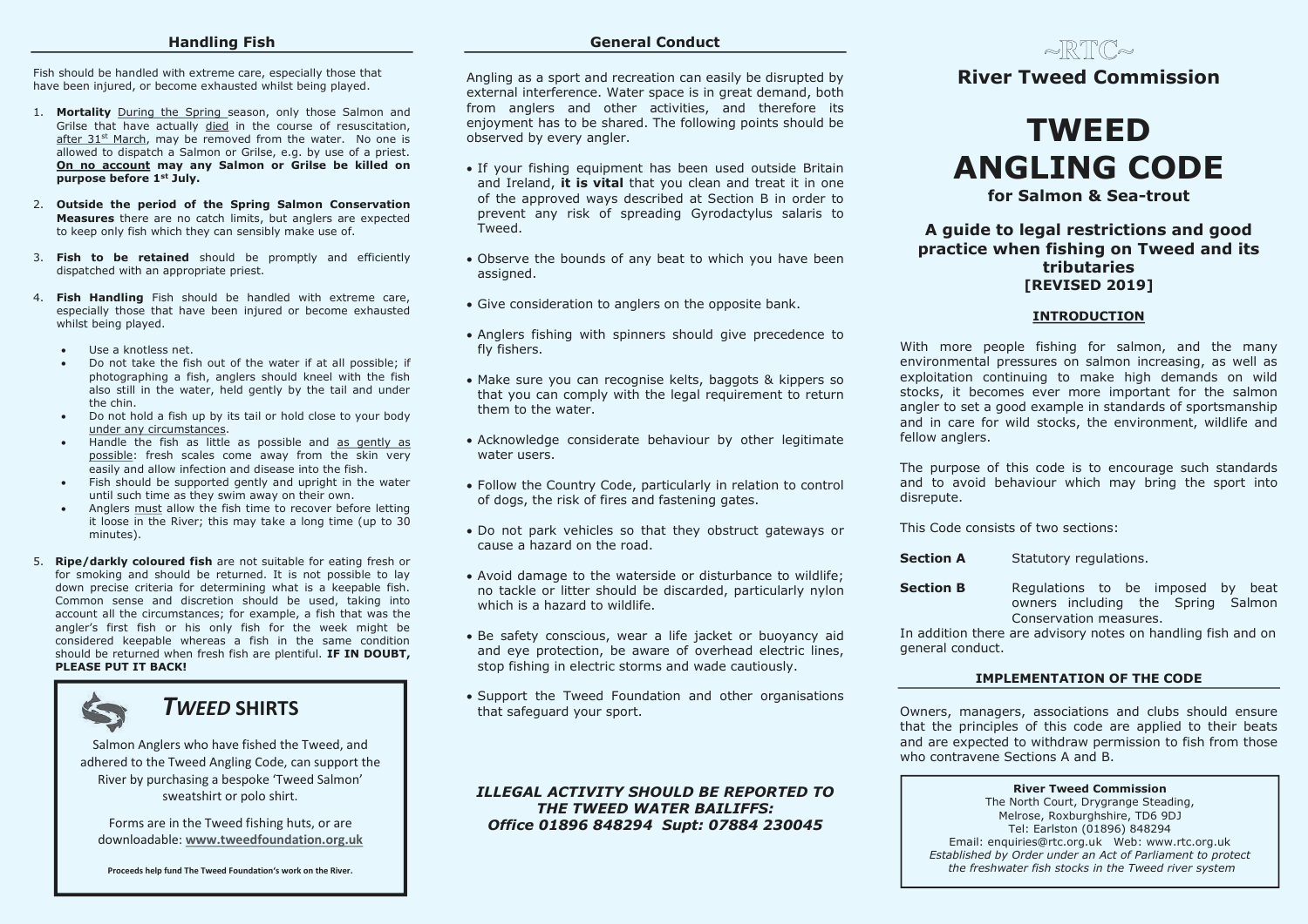## Handling Fish

Fish should be handled with extreme care, especially those that have been injured, or become exhausted whilst being played.

1. **Mortality** During the Spring season, only those Salmon and Grilse that have actually died in the course of resuscitation, after 31st March, may be removed from the water. No one is allowed to dispatch a Salmon or Grilse, e.g. by use of a priest. **On no account may any Salmon or Grilse be killed on purpose before 1st July.**

2. **Outside the period of the Spring Salmon Conservation Measures** there are no catch limits, but anglers are expected to keep only fish which they can sensibly make use of.

3. **Fish to be retained** should be promptly and efficiently dispatched with an appropriate priest.

4. **Fish Handling** Fish should be handled with extreme care, especially those that have been injured or become exhausted whilst being played.
   - Use a knotless net.
   - Do not take the fish out of the water if at all possible; if photographing a fish, anglers should kneel with the fish also still in the water, held gently by the tail and under the chin.
   - Do not hold a fish up by its tail or hold close to your body under any circumstances.
   - Handle the fish as little as possible and as gently as possible: fresh scales come away from the skin very easily and allow infection and disease into the fish.
   - Fish should be supported gently and upright in the water until such time as they swim away on their own.
   - Anglers must allow the fish time to recover before letting it loose in the River; this may take a long time (up to 30 minutes).

5. **Ripe/darkly coloured fish** are not suitable for eating fresh or for smoking and should be returned. It is not possible to lay down precise criteria for determining what is a keepable fish. Common sense and discretion should be used, taking into account all the circumstances; for example, a fish that was the angler's first fish or his only fish for the week might be considered keepable whereas a fish in the same condition should be returned when fresh fish are plentiful. **IF IN DOUBT, PLEASE PUT IT BACK!**

### *TWEED* SHIRTS

Salmon Anglers who have fished the Tweed, and adhered to the Tweed Angling Code, can support the River by purchasing a bespoke 'Tweed Salmon' sweatshirt or polo shirt.

Forms are in the Tweed fishing huts, or are downloadable: **www.tweedfoundation.org.uk**

**Proceeds help fund The Tweed Foundation's work on the River.**

## General Conduct

Angling as a sport and recreation can easily be disrupted by external interference. Water space is in great demand, both from anglers and other activities, and therefore its enjoyment has to be shared. The following points should be observed by every angler.

- If your fishing equipment has been used outside Britain and Ireland, **it is vital** that you clean and treat it in one of the approved ways described at Section B in order to prevent any risk of spreading Gyrodactylus salaris to Tweed.
- Observe the bounds of any beat to which you have been assigned.
- Give consideration to anglers on the opposite bank.
- Anglers fishing with spinners should give precedence to fly fishers.
- Make sure you can recognise kelts, baggots & kippers so that you can comply with the legal requirement to return them to the water.
- Acknowledge considerate behaviour by other legitimate water users.
- Follow the Country Code, particularly in relation to control of dogs, the risk of fires and fastening gates.
- Do not park vehicles so that they obstruct gateways or cause a hazard on the road.
- Avoid damage to the waterside or disturbance to wildlife; no tackle or litter should be discarded, particularly nylon which is a hazard to wildlife.
- Be safety conscious, wear a life jacket or buoyancy aid and eye protection, be aware of overhead electric lines, stop fishing in electric storms and wade cautiously.
- Support the Tweed Foundation and other organisations that safeguard your sport.

***ILLEGAL ACTIVITY SHOULD BE REPORTED TO THE TWEED WATER BAILIFFS: Office 01896 848294 Supt: 07884 230045***

~RTC~

**River Tweed Commission**

# TWEED ANGLING CODE

**for Salmon & Sea-trout**

### A guide to legal restrictions and good practice when fishing on Tweed and its tributaries [REVISED 2019]

### INTRODUCTION

With more people fishing for salmon, and the many environmental pressures on salmon increasing, as well as exploitation continuing to make high demands on wild stocks, it becomes ever more important for the salmon angler to set a good example in standards of sportsmanship and in care for wild stocks, the environment, wildlife and fellow anglers.

The purpose of this code is to encourage such standards and to avoid behaviour which may bring the sport into disrepute.

This Code consists of two sections:

**Section A** Statutory regulations.

**Section B** Regulations to be imposed by beat owners including the Spring Salmon Conservation measures.

In addition there are advisory notes on handling fish and on general conduct.

### IMPLEMENTATION OF THE CODE

Owners, managers, associations and clubs should ensure that the principles of this code are applied to their beats and are expected to withdraw permission to fish from those who contravene Sections A and B.

**River Tweed Commission**
The North Court, Drygrange Steading,
Melrose, Roxburghshire, TD6 9DJ
Tel: Earlston (01896) 848294
Email: enquiries@rtc.org.uk Web: www.rtc.org.uk
*Established by Order under an Act of Parliament to protect the freshwater fish stocks in the Tweed river system*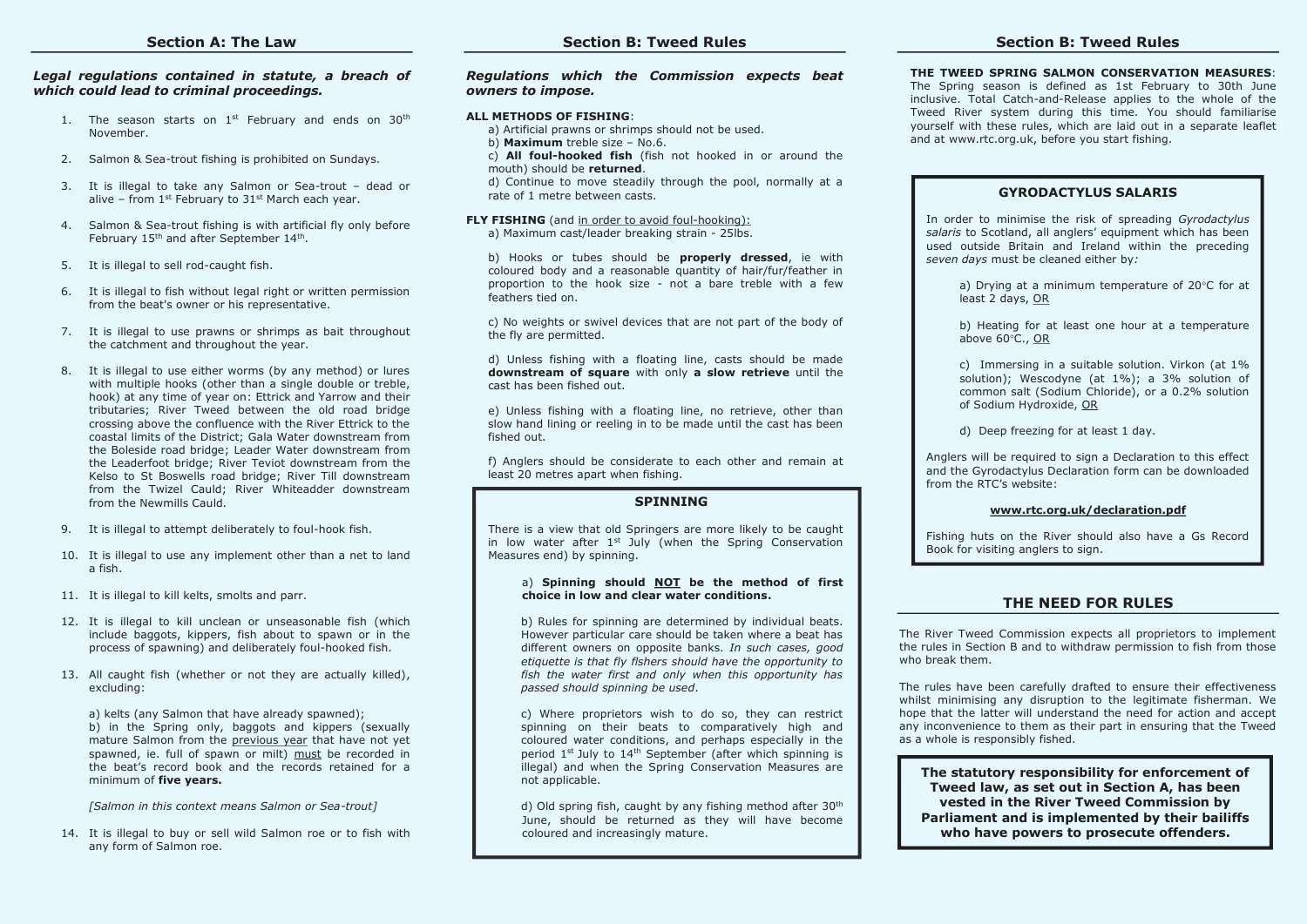## Section A: The Law

***Legal regulations contained in statute, a breach of which could lead to criminal proceedings.***

1. The season starts on 1st February and ends on 30th November.
2. Salmon & Sea-trout fishing is prohibited on Sundays.
3. It is illegal to take any Salmon or Sea-trout – dead or alive – from 1st February to 31st March each year.
4. Salmon & Sea-trout fishing is with artificial fly only before February 15th and after September 14th.
5. It is illegal to sell rod-caught fish.
6. It is illegal to fish without legal right or written permission from the beat's owner or his representative.
7. It is illegal to use prawns or shrimps as bait throughout the catchment and throughout the year.
8. It is illegal to use either worms (by any method) or lures with multiple hooks (other than a single double or treble, hook) at any time of year on: Ettrick and Yarrow and their tributaries; River Tweed between the old road bridge crossing above the confluence with the River Ettrick to the coastal limits of the District; Gala Water downstream from the Boleside road bridge; Leader Water downstream from the Leaderfoot bridge; River Teviot downstream from the Kelso to St Boswells road bridge; River Till downstream from the Twizel Cauld; River Whiteadder downstream from the Newmills Cauld.
9. It is illegal to attempt deliberately to foul-hook fish.
10. It is illegal to use any implement other than a net to land a fish.
11. It is illegal to kill kelts, smolts and parr.
12. It is illegal to kill unclean or unseasonable fish (which include baggots, kippers, fish about to spawn or in the process of spawning) and deliberately foul-hooked fish.
13. All caught fish (whether or not they are actually killed), excluding:

    a) kelts (any Salmon that have already spawned);
    b) in the Spring only, baggots and kippers (sexually mature Salmon from the previous year that have not yet spawned, ie. full of spawn or milt) must be recorded in the beat's record book and the records retained for a minimum of **five years.**

    *[Salmon in this context means Salmon or Sea-trout]*

14. It is illegal to buy or sell wild Salmon roe or to fish with any form of Salmon roe.

## Section B: Tweed Rules

***Regulations which the Commission expects beat owners to impose.***

**ALL METHODS OF FISHING**:

a) Artificial prawns or shrimps should not be used.
b) **Maximum** treble size – No.6.
c) **All foul-hooked fish** (fish not hooked in or around the mouth) should be **returned**.
d) Continue to move steadily through the pool, normally at a rate of 1 metre between casts.

**FLY FISHING** (and in order to avoid foul-hooking):

a) Maximum cast/leader breaking strain - 25lbs.

b) Hooks or tubes should be **properly dressed**, ie with coloured body and a reasonable quantity of hair/fur/feather in proportion to the hook size - not a bare treble with a few feathers tied on.

c) No weights or swivel devices that are not part of the body of the fly are permitted.

d) Unless fishing with a floating line, casts should be made **downstream of square** with only **a slow retrieve** until the cast has been fished out.

e) Unless fishing with a floating line, no retrieve, other than slow hand lining or reeling in to be made until the cast has been fished out.

f) Anglers should be considerate to each other and remain at least 20 metres apart when fishing.

### SPINNING

There is a view that old Springers are more likely to be caught in low water after 1st July (when the Spring Conservation Measures end) by spinning.

a) **Spinning should NOT be the method of first choice in low and clear water conditions.**

b) Rules for spinning are determined by individual beats. However particular care should be taken where a beat has different owners on opposite banks. *In such cases, good etiquette is that fly fishers should have the opportunity to fish the water first and only when this opportunity has passed should spinning be used.*

c) Where proprietors wish to do so, they can restrict spinning on their beats to comparatively high and coloured water conditions, and perhaps especially in the period 1st July to 14th September (after which spinning is illegal) and when the Spring Conservation Measures are not applicable.

d) Old spring fish, caught by any fishing method after 30th June, should be returned as they will have become coloured and increasingly mature.

## Section B: Tweed Rules

**THE TWEED SPRING SALMON CONSERVATION MEASURES**: The Spring season is defined as 1st February to 30th June inclusive. Total Catch-and-Release applies to the whole of the Tweed River system during this time. You should familiarise yourself with these rules, which are laid out in a separate leaflet and at www.rtc.org.uk, before you start fishing.

### GYRODACTYLUS SALARIS

In order to minimise the risk of spreading *Gyrodactylus salaris* to Scotland, all anglers' equipment which has been used outside Britain and Ireland within the preceding *seven days* must be cleaned either by*:*

a) Drying at a minimum temperature of 20°C for at least 2 days, OR

b) Heating for at least one hour at a temperature above 60°C., OR

c) Immersing in a suitable solution. Virkon (at 1% solution); Wescodyne (at 1%); a 3% solution of common salt (Sodium Chloride), or a 0.2% solution of Sodium Hydroxide, OR

d) Deep freezing for at least 1 day.

Anglers will be required to sign a Declaration to this effect and the Gyrodactylus Declaration form can be downloaded from the RTC's website:

**www.rtc.org.uk/declaration.pdf**

Fishing huts on the River should also have a Gs Record Book for visiting anglers to sign.

## THE NEED FOR RULES

The River Tweed Commission expects all proprietors to implement the rules in Section B and to withdraw permission to fish from those who break them.

The rules have been carefully drafted to ensure their effectiveness whilst minimising any disruption to the legitimate fisherman. We hope that the latter will understand the need for action and accept any inconvenience to them as their part in ensuring that the Tweed as a whole is responsibly fished.

**The statutory responsibility for enforcement of Tweed law, as set out in Section A, has been vested in the River Tweed Commission by Parliament and is implemented by their bailiffs who have powers to prosecute offenders.**